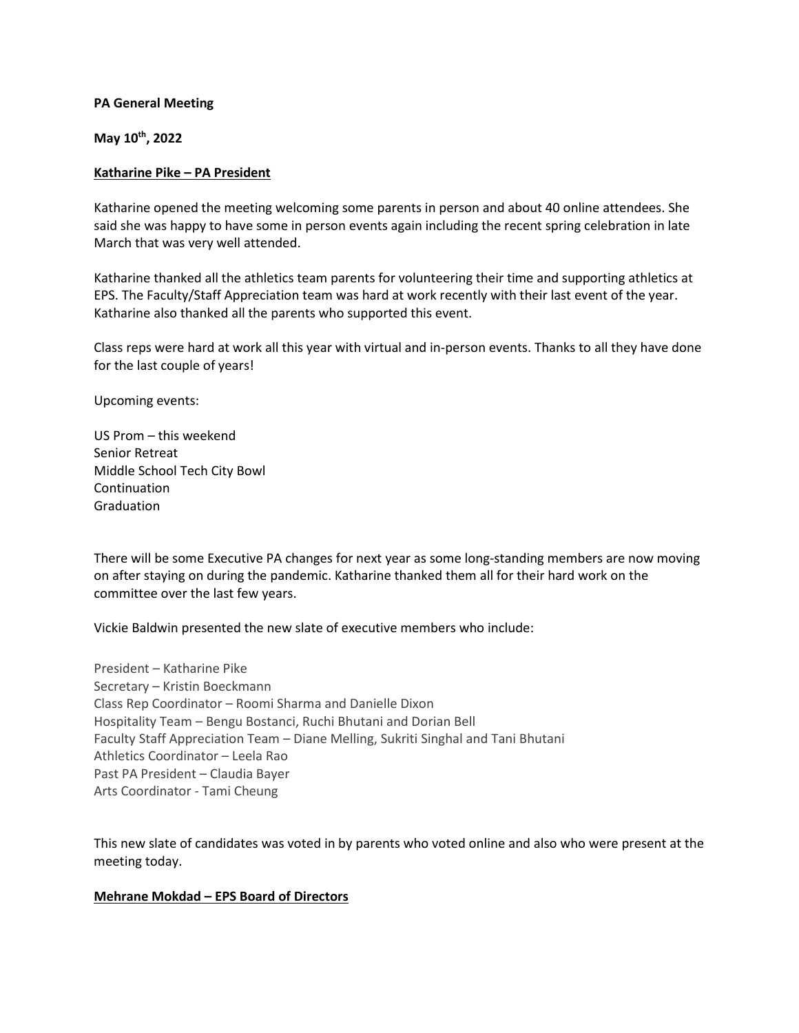**PA General Meeting**

**May 10th, 2022**

**Katharine Pike – PA President**

Katharine opened the meeting welcoming some parents in person and about 40 online attendees. She said she was happy to have some in person events again including the recent spring celebration in late March that was very well attended.

Katharine thanked all the athletics team parents for volunteering their time and supporting athletics at EPS. The Faculty/Staff Appreciation team was hard at work recently with their last event of the year. Katharine also thanked all the parents who supported this event.

Class reps were hard at work all this year with virtual and in-person events. Thanks to all they have done for the last couple of years!

Upcoming events:

US Prom – this weekend
Senior Retreat
Middle School Tech City Bowl
Continuation
Graduation

There will be some Executive PA changes for next year as some long-standing members are now moving on after staying on during the pandemic. Katharine thanked them all for their hard work on the committee over the last few years.

Vickie Baldwin presented the new slate of executive members who include:

President – Katharine Pike
Secretary – Kristin Boeckmann
Class Rep Coordinator – Roomi Sharma and Danielle Dixon
Hospitality Team – Bengu Bostanci, Ruchi Bhutani and Dorian Bell
Faculty Staff Appreciation Team – Diane Melling, Sukriti Singhal and Tani Bhutani
Athletics Coordinator – Leela Rao
Past PA President – Claudia Bayer
Arts Coordinator - Tami Cheung

This new slate of candidates was voted in by parents who voted online and also who were present at the meeting today.

**Mehrane Mokdad – EPS Board of Directors**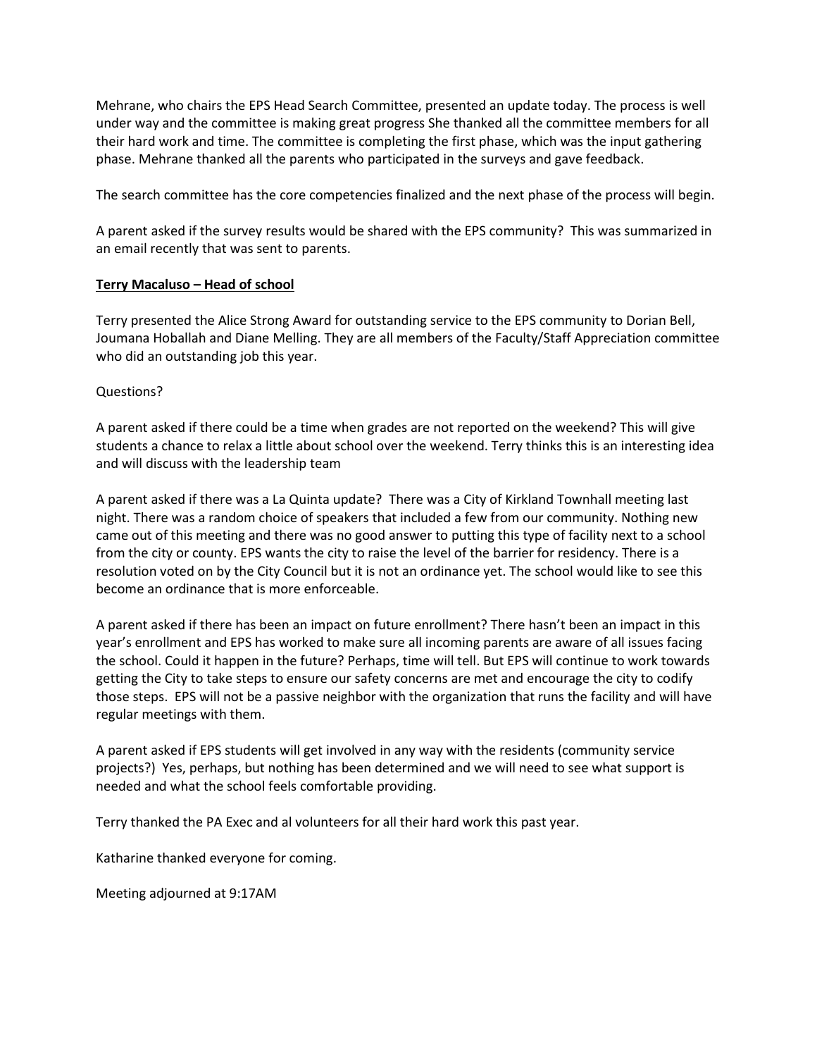Mehrane, who chairs the EPS Head Search Committee, presented an update today. The process is well under way and the committee is making great progress She thanked all the committee members for all their hard work and time. The committee is completing the first phase, which was the input gathering phase. Mehrane thanked all the parents who participated in the surveys and gave feedback.

The search committee has the core competencies finalized and the next phase of the process will begin.

A parent asked if the survey results would be shared with the EPS community? This was summarized in an email recently that was sent to parents.

**Terry Macaluso – Head of school**

Terry presented the Alice Strong Award for outstanding service to the EPS community to Dorian Bell, Joumana Hoballah and Diane Melling. They are all members of the Faculty/Staff Appreciation committee who did an outstanding job this year.

Questions?

A parent asked if there could be a time when grades are not reported on the weekend? This will give students a chance to relax a little about school over the weekend. Terry thinks this is an interesting idea and will discuss with the leadership team

A parent asked if there was a La Quinta update? There was a City of Kirkland Townhall meeting last night. There was a random choice of speakers that included a few from our community. Nothing new came out of this meeting and there was no good answer to putting this type of facility next to a school from the city or county. EPS wants the city to raise the level of the barrier for residency. There is a resolution voted on by the City Council but it is not an ordinance yet. The school would like to see this become an ordinance that is more enforceable.

A parent asked if there has been an impact on future enrollment? There hasn't been an impact in this year's enrollment and EPS has worked to make sure all incoming parents are aware of all issues facing the school. Could it happen in the future? Perhaps, time will tell. But EPS will continue to work towards getting the City to take steps to ensure our safety concerns are met and encourage the city to codify those steps. EPS will not be a passive neighbor with the organization that runs the facility and will have regular meetings with them.

A parent asked if EPS students will get involved in any way with the residents (community service projects?) Yes, perhaps, but nothing has been determined and we will need to see what support is needed and what the school feels comfortable providing.

Terry thanked the PA Exec and al volunteers for all their hard work this past year.

Katharine thanked everyone for coming.

Meeting adjourned at 9:17AM